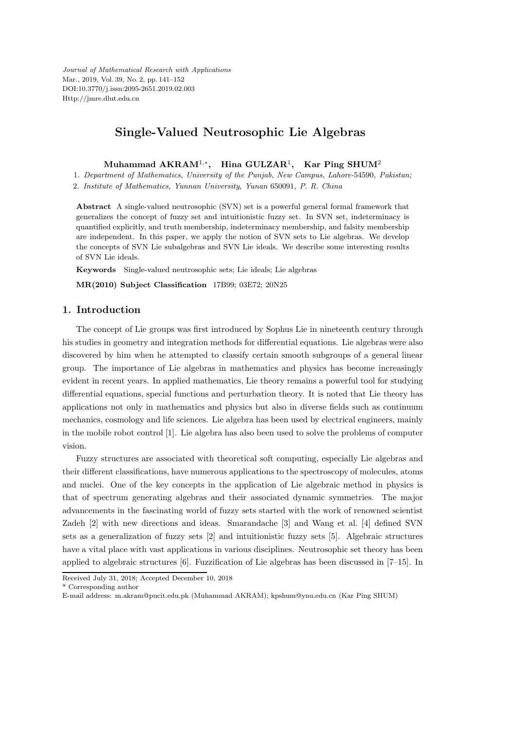# Single-Valued Neutrosophic Lie Algebras

**Muhammad AKRAM[1,*], Hina GULZAR[1], Kar Ping SHUM[2]**

1. *Department of Mathematics, University of the Punjab, New Campus, Lahore*-54590, *Pakistan;*
2. *Institute of Mathematics, Yunnan University, Yunan* 650091, *P. R. China*

**Abstract** A single-valued neutrosophic (SVN) set is a powerful general formal framework that generalizes the concept of fuzzy set and intuitionistic fuzzy set. In SVN set, indeterminacy is quantified explicitly, and truth membership, indeterminacy membership, and falsity membership are independent. In this paper, we apply the notion of SVN sets to Lie algebras. We develop the concepts of SVN Lie subalgebras and SVN Lie ideals. We describe some interesting results of SVN Lie ideals.

**Keywords** Single-valued neutrosophic sets; Lie ideals; Lie algebras

**MR(2010) Subject Classification** 17B99; 03E72; 20N25

## 1. Introduction

The concept of Lie groups was first introduced by Sophus Lie in nineteenth century through his studies in geometry and integration methods for differential equations. Lie algebras were also discovered by him when he attempted to classify certain smooth subgroups of a general linear group. The importance of Lie algebras in mathematics and physics has become increasingly evident in recent years. In applied mathematics, Lie theory remains a powerful tool for studying differential equations, special functions and perturbation theory. It is noted that Lie theory has applications not only in mathematics and physics but also in diverse fields such as continuum mechanics, cosmology and life sciences. Lie algebra has been used by electrical engineers, mainly in the mobile robot control [1]. Lie algebra has also been used to solve the problems of computer vision.

Fuzzy structures are associated with theoretical soft computing, especially Lie algebras and their different classifications, have numerous applications to the spectroscopy of molecules, atoms and nuclei. One of the key concepts in the application of Lie algebraic method in physics is that of spectrum generating algebras and their associated dynamic symmetries. The major advancements in the fascinating world of fuzzy sets started with the work of renowned scientist Zadeh [2] with new directions and ideas. Smarandache [3] and Wang et al. [4] defined SVN sets as a generalization of fuzzy sets [2] and intuitionistic fuzzy sets [5]. Algebraic structures have a vital place with vast applications in various disciplines. Neutrosophic set theory has been applied to algebraic structures [6]. Fuzzification of Lie algebras has been discussed in [7–15]. In

Received July 31, 2018; Accepted December 10, 2018

\* Corresponding author

E-mail address: m.akram@pucit.edu.pk (Muhammad AKRAM); kpshum@ynu.edu.cn (Kar Ping SHUM)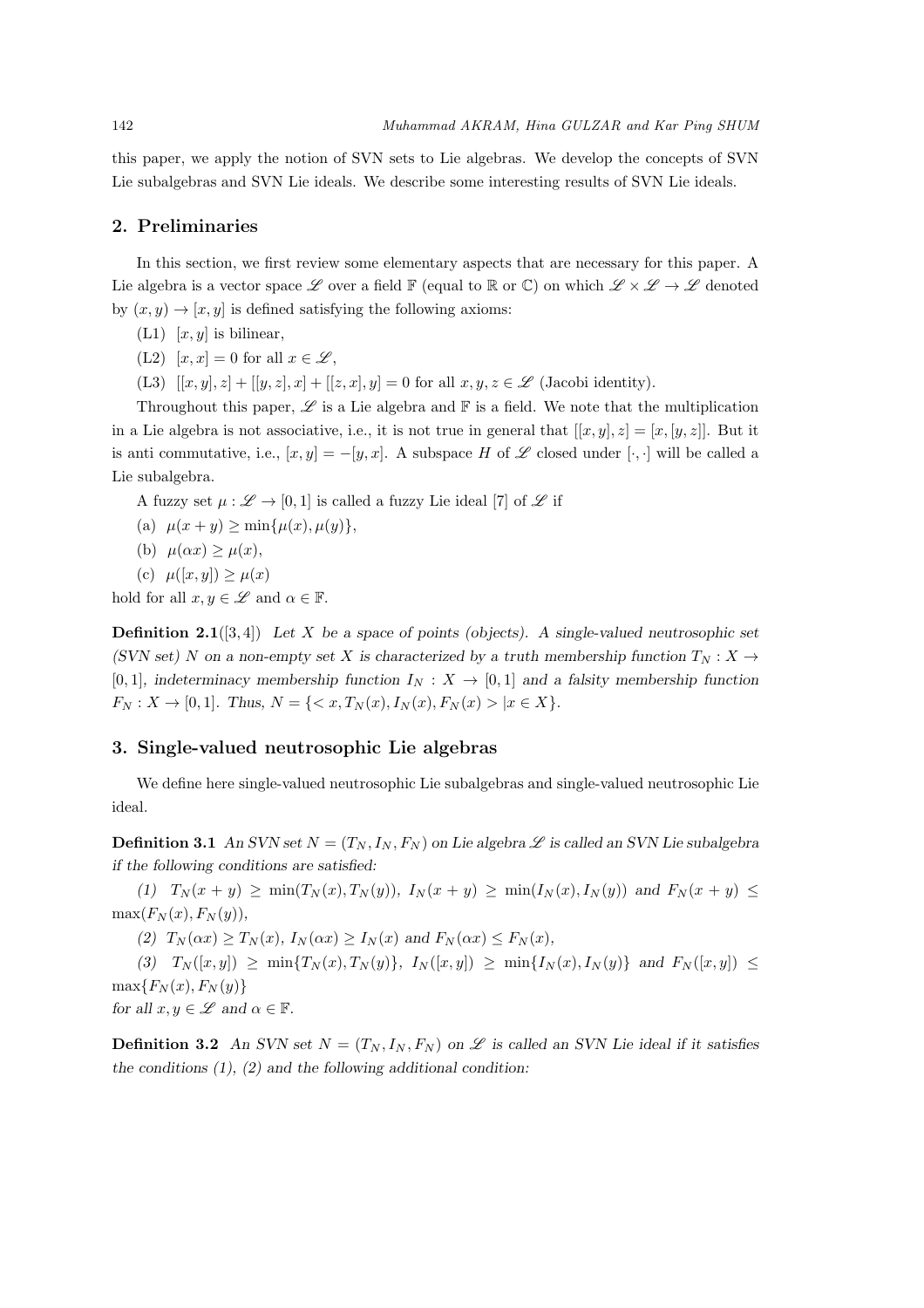this paper, we apply the notion of SVN sets to Lie algebras. We develop the concepts of SVN Lie subalgebras and SVN Lie ideals. We describe some interesting results of SVN Lie ideals.

## 2. Preliminaries

In this section, we first review some elementary aspects that are necessary for this paper. A Lie algebra is a vector space $\mathscr{L}$ over a field $\mathbb{F}$ (equal to $\mathbb{R}$ or $\mathbb{C}$) on which $\mathscr{L} \times \mathscr{L} \to \mathscr{L}$ denoted by $(x, y) \to [x, y]$ is defined satisfying the following axioms:

(L1) $[x, y]$ is bilinear,

(L2) $[x, x] = 0$ for all $x \in \mathscr{L}$,

(L3) $[[x, y], z] + [[y, z], x] + [[z, x], y] = 0$ for all $x, y, z \in \mathscr{L}$ (Jacobi identity).

Throughout this paper, $\mathscr{L}$ is a Lie algebra and $\mathbb{F}$ is a field. We note that the multiplication in a Lie algebra is not associative, i.e., it is not true in general that $[[x, y], z] = [x, [y, z]]$. But it is anti commutative, i.e., $[x, y] = -[y, x]$. A subspace $H$ of $\mathscr{L}$ closed under $[\cdot, \cdot]$ will be called a Lie subalgebra.

A fuzzy set $\mu : \mathscr{L} \to [0, 1]$ is called a fuzzy Lie ideal [7] of $\mathscr{L}$ if

(a) $\mu(x + y) \geq \min\{\mu(x), \mu(y)\}$,

(b) $\mu(\alpha x) \geq \mu(x)$,

(c) $\mu([x, y]) \geq \mu(x)$

hold for all $x, y \in \mathscr{L}$ and $\alpha \in \mathbb{F}$.

**Definition 2.1**([3, 4]) *Let $X$ be a space of points (objects). A single-valued neutrosophic set (SVN set) $N$ on a non-empty set $X$ is characterized by a truth membership function $T_N : X \to [0, 1]$, indeterminacy membership function $I_N : X \to [0, 1]$ and a falsity membership function $F_N : X \to [0, 1]$. Thus, $N = \{< x, T_N(x), I_N(x), F_N(x) > | x \in X\}$.*

## 3. Single-valued neutrosophic Lie algebras

We define here single-valued neutrosophic Lie subalgebras and single-valued neutrosophic Lie ideal.

**Definition 3.1** *An SVN set $N = (T_N, I_N, F_N)$ on Lie algebra $\mathscr{L}$ is called an SVN Lie subalgebra if the following conditions are satisfied:*

*(1) $T_N(x + y) \geq \min(T_N(x), T_N(y))$, $I_N(x + y) \geq \min(I_N(x), I_N(y))$ and $F_N(x + y) \leq \max(F_N(x), F_N(y))$,*

*(2) $T_N(\alpha x) \geq T_N(x)$, $I_N(\alpha x) \geq I_N(x)$ and $F_N(\alpha x) \leq F_N(x)$,*

*(3) $T_N([x, y]) \geq \min\{T_N(x), T_N(y)\}$, $I_N([x, y]) \geq \min\{I_N(x), I_N(y)\}$ and $F_N([x, y]) \leq \max\{F_N(x), F_N(y)\}$*

*for all $x, y \in \mathscr{L}$ and $\alpha \in \mathbb{F}$.*

**Definition 3.2** *An SVN set $N = (T_N, I_N, F_N)$ on $\mathscr{L}$ is called an SVN Lie ideal if it satisfies the conditions (1), (2) and the following additional condition:*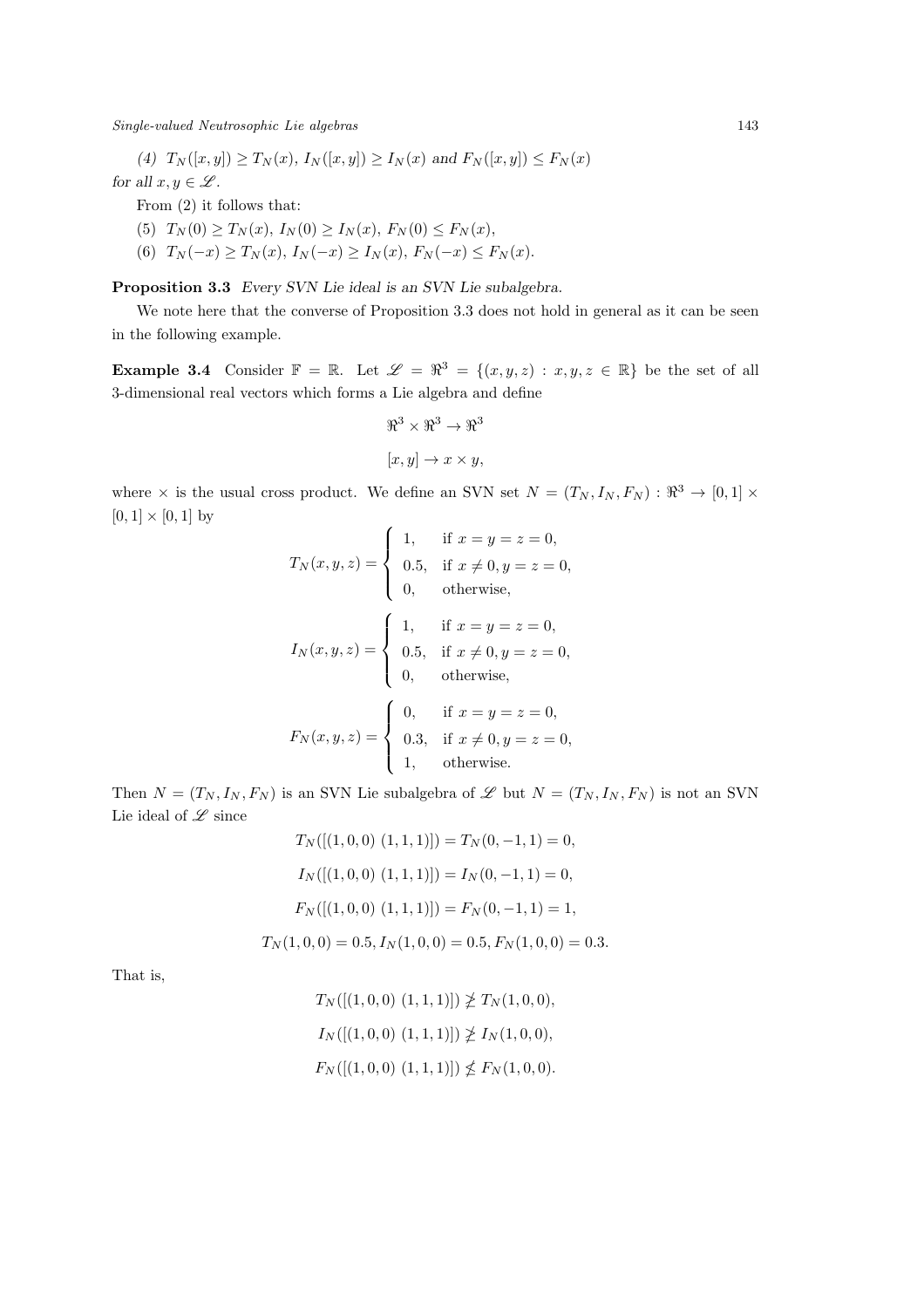*(4)* $T_N([x,y]) \geq T_N(x)$, $I_N([x,y]) \geq I_N(x)$ *and* $F_N([x,y]) \leq F_N(x)$ *for all* $x, y \in \mathscr{L}$.

From (2) it follows that:

(5) $T_N(0) \geq T_N(x)$, $I_N(0) \geq I_N(x)$, $F_N(0) \leq F_N(x)$,

(6) $T_N(-x) \geq T_N(x)$, $I_N(-x) \geq I_N(x)$, $F_N(-x) \leq F_N(x)$.

**Proposition 3.3** *Every SVN Lie ideal is an SVN Lie subalgebra.*

We note here that the converse of Proposition 3.3 does not hold in general as it can be seen in the following example.

**Example 3.4** Consider $\mathbb{F} = \mathbb{R}$. Let $\mathscr{L} = \Re^3 = \{(x, y, z) : x, y, z \in \mathbb{R}\}$ be the set of all 3-dimensional real vectors which forms a Lie algebra and define

$$\Re^3 \times \Re^3 \to \Re^3$$

$$[x, y] \to x \times y,$$

where $\times$ is the usual cross product. We define an SVN set $N = (T_N, I_N, F_N) : \Re^3 \to [0,1] \times [0,1] \times [0,1]$ by

$$T_N(x,y,z) = \begin{cases} 1, & \text{if } x = y = z = 0, \\ 0.5, & \text{if } x \neq 0, y = z = 0, \\ 0, & \text{otherwise,} \end{cases}$$

$$I_N(x,y,z) = \begin{cases} 1, & \text{if } x = y = z = 0, \\ 0.5, & \text{if } x \neq 0, y = z = 0, \\ 0, & \text{otherwise,} \end{cases}$$

$$F_N(x,y,z) = \begin{cases} 0, & \text{if } x = y = z = 0, \\ 0.3, & \text{if } x \neq 0, y = z = 0, \\ 1, & \text{otherwise.} \end{cases}$$

Then $N = (T_N, I_N, F_N)$ is an SVN Lie subalgebra of $\mathscr{L}$ but $N = (T_N, I_N, F_N)$ is not an SVN Lie ideal of $\mathscr{L}$ since

$$T_N([(1,0,0)\ (1,1,1)]) = T_N(0,-1,1) = 0,$$

$$I_N([(1,0,0)\ (1,1,1)]) = I_N(0,-1,1) = 0,$$

$$F_N([(1,0,0)\ (1,1,1)]) = F_N(0,-1,1) = 1,$$

$$T_N(1,0,0) = 0.5, I_N(1,0,0) = 0.5, F_N(1,0,0) = 0.3.$$

That is,

$$T_N([(1,0,0)\ (1,1,1)]) \ngeq T_N(1,0,0),$$

$$I_N([(1,0,0)\ (1,1,1)]) \ngeq I_N(1,0,0),$$

$$F_N([(1,0,0)\ (1,1,1)]) \nleq F_N(1,0,0).$$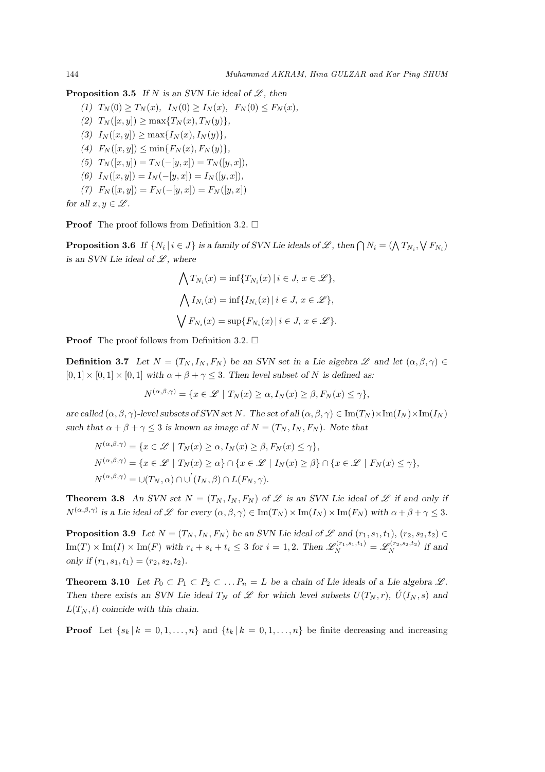**Proposition 3.5** *If $N$ is an SVN Lie ideal of $\mathscr{L}$, then*

*(1)* $T_N(0) \geq T_N(x),\ \ I_N(0) \geq I_N(x),\ \ F_N(0) \leq F_N(x)$,

*(2)* $T_N([x,y]) \geq \max\{T_N(x), T_N(y)\}$,

*(3)* $I_N([x,y]) \geq \max\{I_N(x), I_N(y)\}$,

*(4)* $F_N([x,y]) \leq \min\{F_N(x), F_N(y)\}$,

*(5)* $T_N([x,y]) = T_N(-[y,x]) = T_N([y,x])$,

*(6)* $I_N([x,y]) = I_N(-[y,x]) = I_N([y,x])$,

*(7)* $F_N([x,y]) = F_N(-[y,x]) = F_N([y,x])$

*for all $x, y \in \mathscr{L}$.*

**Proof** The proof follows from Definition 3.2. □

**Proposition 3.6** *If $\{N_i \mid i \in J\}$ is a family of SVN Lie ideals of $\mathscr{L}$, then $\bigcap N_i = (\bigwedge T_{N_i}, \bigvee F_{N_i})$ is an SVN Lie ideal of $\mathscr{L}$, where*

$$\bigwedge T_{N_i}(x) = \inf\{T_{N_i}(x) \mid i \in J,\, x \in \mathscr{L}\},$$

$$\bigwedge I_{N_i}(x) = \inf\{I_{N_i}(x) \mid i \in J,\, x \in \mathscr{L}\},$$

$$\bigvee F_{N_i}(x) = \sup\{F_{N_i}(x) \mid i \in J,\, x \in \mathscr{L}\}.$$

**Proof** The proof follows from Definition 3.2. □

**Definition 3.7** *Let $N = (T_N, I_N, F_N)$ be an SVN set in a Lie algebra $\mathscr{L}$ and let $(\alpha, \beta, \gamma) \in [0,1] \times [0,1] \times [0,1]$ with $\alpha + \beta + \gamma \leq 3$. Then level subset of $N$ is defined as:*

$$N^{(\alpha,\beta,\gamma)} = \{x \in \mathscr{L} \mid T_N(x) \geq \alpha, I_N(x) \geq \beta, F_N(x) \leq \gamma\},$$

*are called $(\alpha, \beta, \gamma)$-level subsets of SVN set $N$. The set of all $(\alpha, \beta, \gamma) \in \mathrm{Im}(T_N) \times \mathrm{Im}(I_N) \times \mathrm{Im}(I_N)$ such that $\alpha + \beta + \gamma \leq 3$ is known as image of $N = (T_N, I_N, F_N)$. Note that*

$$N^{(\alpha,\beta,\gamma)} = \{x \in \mathscr{L} \mid T_N(x) \geq \alpha, I_N(x) \geq \beta, F_N(x) \leq \gamma\},$$

$$N^{(\alpha,\beta,\gamma)} = \{x \in \mathscr{L} \mid T_N(x) \geq \alpha\} \cap \{x \in \mathscr{L} \mid I_N(x) \geq \beta\} \cap \{x \in \mathscr{L} \mid F_N(x) \leq \gamma\},$$

$$N^{(\alpha,\beta,\gamma)} = \cup(T_N, \alpha) \cap \cup^{'}(I_N, \beta) \cap L(F_N, \gamma).$$

**Theorem 3.8** *An SVN set $N = (T_N, I_N, F_N)$ of $\mathscr{L}$ is an SVN Lie ideal of $\mathscr{L}$ if and only if $N^{(\alpha,\beta,\gamma)}$ is a Lie ideal of $\mathscr{L}$ for every $(\alpha, \beta, \gamma) \in \mathrm{Im}(T_N) \times \mathrm{Im}(I_N) \times \mathrm{Im}(F_N)$ with $\alpha + \beta + \gamma \leq 3$.*

**Proposition 3.9** *Let $N = (T_N, I_N, F_N)$ be an SVN Lie ideal of $\mathscr{L}$ and $(r_1, s_1, t_1)$, $(r_2, s_2, t_2) \in \mathrm{Im}(T) \times \mathrm{Im}(I) \times \mathrm{Im}(F)$ with $r_i + s_i + t_i \leq 3$ for $i = 1, 2$. Then $\mathscr{L}_N^{(r_1,s_1,t_1)} = \mathscr{L}_N^{(r_2,s_2,t_2)}$ if and only if $(r_1, s_1, t_1) = (r_2, s_2, t_2)$.*

**Theorem 3.10** *Let $P_0 \subset P_1 \subset P_2 \subset \ldots P_n = L$ be a chain of Lie ideals of a Lie algebra $\mathscr{L}$. Then there exists an SVN Lie ideal $T_N$ of $\mathscr{L}$ for which level subsets $U(T_N, r)$, $\acute{U}(I_N, s)$ and $L(T_N, t)$ coincide with this chain.*

**Proof** Let $\{s_k \mid k = 0, 1, \ldots, n\}$ and $\{t_k \mid k = 0, 1, \ldots, n\}$ be finite decreasing and increasing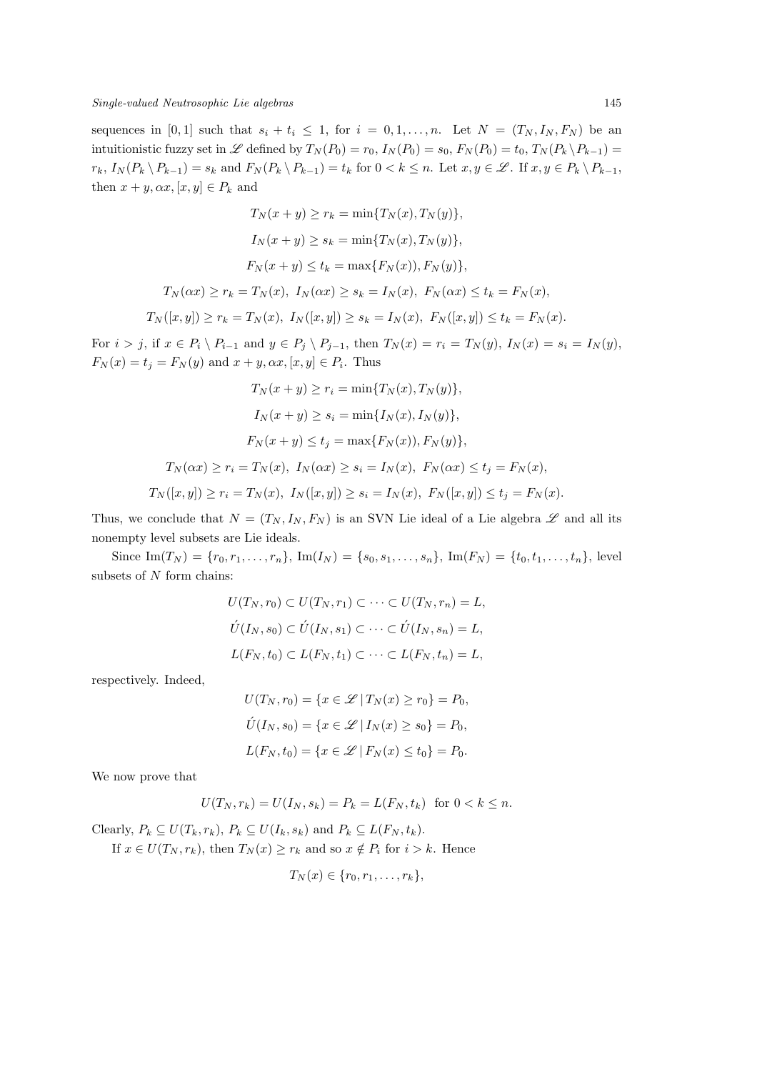sequences in $[0,1]$ such that $s_i + t_i \leq 1$, for $i = 0, 1, \ldots, n$. Let $N = (T_N, I_N, F_N)$ be an intuitionistic fuzzy set in $\mathscr{L}$ defined by $T_N(P_0) = r_0$, $I_N(P_0) = s_0$, $F_N(P_0) = t_0$, $T_N(P_k \setminus P_{k-1}) = r_k$, $I_N(P_k \setminus P_{k-1}) = s_k$ and $F_N(P_k \setminus P_{k-1}) = t_k$ for $0 < k \leq n$. Let $x, y \in \mathscr{L}$. If $x, y \in P_k \setminus P_{k-1}$, then $x + y, \alpha x, [x, y] \in P_k$ and

$$T_N(x+y) \geq r_k = \min\{T_N(x), T_N(y)\},$$

$$I_N(x+y) \geq s_k = \min\{T_N(x), T_N(y)\},$$

$$F_N(x+y) \leq t_k = \max\{F_N(x)), F_N(y)\},$$

$$T_N(\alpha x) \geq r_k = T_N(x),\ I_N(\alpha x) \geq s_k = I_N(x),\ F_N(\alpha x) \leq t_k = F_N(x),$$

$$T_N([x,y]) \geq r_k = T_N(x),\ I_N([x,y]) \geq s_k = I_N(x),\ F_N([x,y]) \leq t_k = F_N(x).$$

For $i > j$, if $x \in P_i \setminus P_{i-1}$ and $y \in P_j \setminus P_{j-1}$, then $T_N(x) = r_i = T_N(y)$, $I_N(x) = s_i = I_N(y)$, $F_N(x) = t_j = F_N(y)$ and $x + y, \alpha x, [x, y] \in P_i$. Thus

$$T_N(x+y) \geq r_i = \min\{T_N(x), T_N(y)\},$$

$$I_N(x+y) \geq s_i = \min\{I_N(x), I_N(y)\},$$

$$F_N(x+y) \leq t_j = \max\{F_N(x)), F_N(y)\},$$

$$T_N(\alpha x) \geq r_i = T_N(x),\ I_N(\alpha x) \geq s_i = I_N(x),\ F_N(\alpha x) \leq t_j = F_N(x),$$

$$T_N([x,y]) \geq r_i = T_N(x),\ I_N([x,y]) \geq s_i = I_N(x),\ F_N([x,y]) \leq t_j = F_N(x).$$

Thus, we conclude that $N = (T_N, I_N, F_N)$ is an SVN Lie ideal of a Lie algebra $\mathscr{L}$ and all its nonempty level subsets are Lie ideals.

Since $\mathrm{Im}(T_N) = \{r_0, r_1, \ldots, r_n\}$, $\mathrm{Im}(I_N) = \{s_0, s_1, \ldots, s_n\}$, $\mathrm{Im}(F_N) = \{t_0, t_1, \ldots, t_n\}$, level subsets of $N$ form chains:

$$U(T_N, r_0) \subset U(T_N, r_1) \subset \cdots \subset U(T_N, r_n) = L,$$

$$\acute{U}(I_N, s_0) \subset \acute{U}(I_N, s_1) \subset \cdots \subset \acute{U}(I_N, s_n) = L,$$

$$L(F_N, t_0) \subset L(F_N, t_1) \subset \cdots \subset L(F_N, t_n) = L,$$

respectively. Indeed,

$$U(T_N, r_0) = \{x \in \mathscr{L} \,|\, T_N(x) \geq r_0\} = P_0,$$

$$\acute{U}(I_N, s_0) = \{x \in \mathscr{L} \,|\, I_N(x) \geq s_0\} = P_0,$$

$$L(F_N, t_0) = \{x \in \mathscr{L} \,|\, F_N(x) \leq t_0\} = P_0.$$

We now prove that

$$U(T_N, r_k) = U(I_N, s_k) = P_k = L(F_N, t_k) \ \text{ for } 0 < k \leq n.$$

Clearly, $P_k \subseteq U(T_k, r_k)$, $P_k \subseteq U(I_k, s_k)$ and $P_k \subseteq L(F_N, t_k)$.

If $x \in U(T_N, r_k)$, then $T_N(x) \geq r_k$ and so $x \notin P_i$ for $i > k$. Hence

$$T_N(x) \in \{r_0, r_1, \ldots, r_k\},$$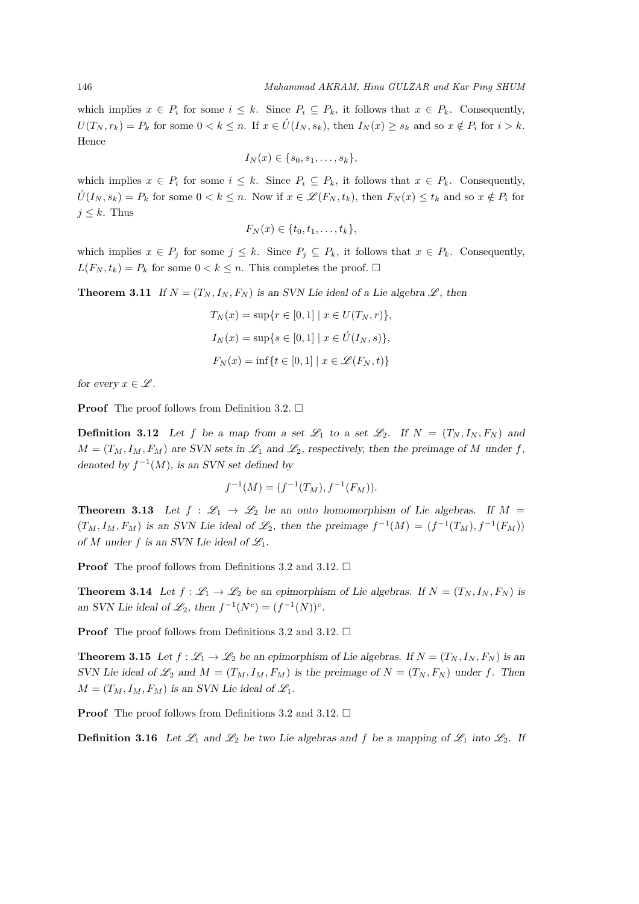which implies $x \in P_i$ for some $i \leq k$. Since $P_i \subseteq P_k$, it follows that $x \in P_k$. Consequently, $U(T_N, r_k) = P_k$ for some $0 < k \leq n$. If $x \in \acute{U}(I_N, s_k)$, then $I_N(x) \geq s_k$ and so $x \notin P_i$ for $i > k$. Hence

$$I_N(x) \in \{s_0, s_1, \ldots, s_k\},$$

which implies $x \in P_i$ for some $i \leq k$. Since $P_i \subseteq P_k$, it follows that $x \in P_k$. Consequently, $\acute{U}(I_N, s_k) = P_k$ for some $0 < k \leq n$. Now if $x \in \mathscr{L}(F_N, t_k)$, then $F_N(x) \leq t_k$ and so $x \notin P_i$ for $j \leq k$. Thus

$$F_N(x) \in \{t_0, t_1, \ldots, t_k\},$$

which implies $x \in P_j$ for some $j \leq k$. Since $P_j \subseteq P_k$, it follows that $x \in P_k$. Consequently, $L(F_N, t_k) = P_k$ for some $0 < k \leq n$. This completes the proof. □

**Theorem 3.11** *If $N = (T_N, I_N, F_N)$ is an SVN Lie ideal of a Lie algebra $\mathscr{L}$, then*

$$T_N(x) = \sup\{r \in [0,1] \mid x \in U(T_N, r)\},$$

$$I_N(x) = \sup\{s \in [0,1] \mid x \in \acute{U}(I_N, s)\},$$

$$F_N(x) = \inf\{t \in [0,1] \mid x \in \mathscr{L}(F_N, t)\}$$

*for every $x \in \mathscr{L}$.*

**Proof** The proof follows from Definition 3.2. □

**Definition 3.12** *Let $f$ be a map from a set $\mathscr{L}_1$ to a set $\mathscr{L}_2$. If $N = (T_N, I_N, F_N)$ and $M = (T_M, I_M, F_M)$ are SVN sets in $\mathscr{L}_1$ and $\mathscr{L}_2$, respectively, then the preimage of $M$ under $f$, denoted by $f^{-1}(M)$, is an SVN set defined by*

$$f^{-1}(M) = (f^{-1}(T_M), f^{-1}(F_M)).$$

**Theorem 3.13** *Let $f : \mathscr{L}_1 \to \mathscr{L}_2$ be an onto homomorphism of Lie algebras. If $M = (T_M, I_M, F_M)$ is an SVN Lie ideal of $\mathscr{L}_2$, then the preimage $f^{-1}(M) = (f^{-1}(T_M), f^{-1}(F_M))$ of $M$ under $f$ is an SVN Lie ideal of $\mathscr{L}_1$.*

**Proof** The proof follows from Definitions 3.2 and 3.12. □

**Theorem 3.14** *Let $f : \mathscr{L}_1 \to \mathscr{L}_2$ be an epimorphism of Lie algebras. If $N = (T_N, I_N, F_N)$ is an SVN Lie ideal of $\mathscr{L}_2$, then $f^{-1}(N^c) = (f^{-1}(N))^c$.*

**Proof** The proof follows from Definitions 3.2 and 3.12. □

**Theorem 3.15** *Let $f : \mathscr{L}_1 \to \mathscr{L}_2$ be an epimorphism of Lie algebras. If $N = (T_N, I_N, F_N)$ is an SVN Lie ideal of $\mathscr{L}_2$ and $M = (T_M, I_M, F_M)$ is the preimage of $N = (T_N, F_N)$ under $f$. Then $M = (T_M, I_M, F_M)$ is an SVN Lie ideal of $\mathscr{L}_1$.*

**Proof** The proof follows from Definitions 3.2 and 3.12. □

**Definition 3.16** *Let $\mathscr{L}_1$ and $\mathscr{L}_2$ be two Lie algebras and $f$ be a mapping of $\mathscr{L}_1$ into $\mathscr{L}_2$. If*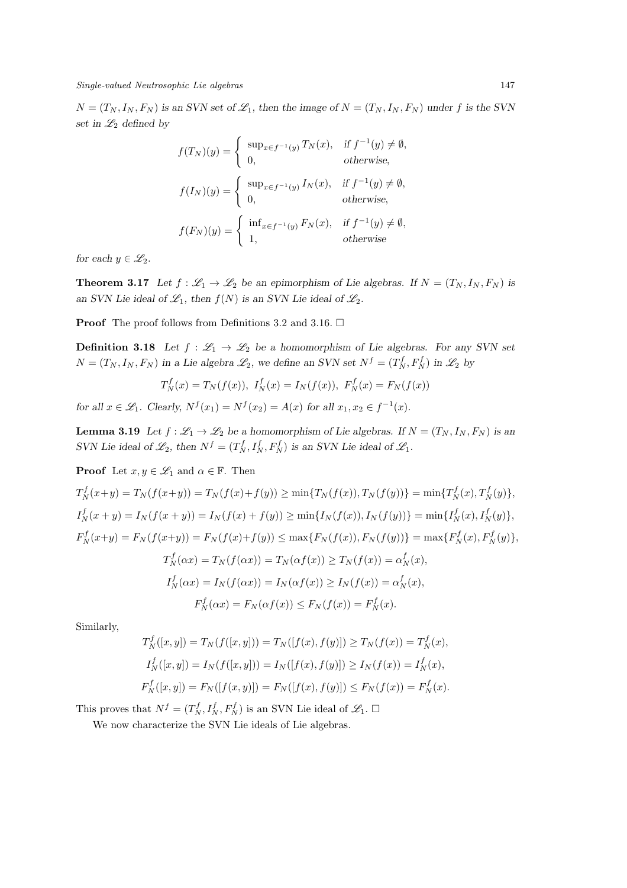$N = (T_N, I_N, F_N)$ *is an SVN set of* $\mathscr{L}_1$*, then the image of* $N = (T_N, I_N, F_N)$ *under* $f$ *is the SVN set in* $\mathscr{L}_2$ *defined by*

$$f(T_N)(y) = \begin{cases} \sup_{x \in f^{-1}(y)} T_N(x), & \text{if } f^{-1}(y) \neq \emptyset, \\ 0, & \text{otherwise}, \end{cases}$$

$$f(I_N)(y) = \begin{cases} \sup_{x \in f^{-1}(y)} I_N(x), & \text{if } f^{-1}(y) \neq \emptyset, \\ 0, & \text{otherwise}, \end{cases}$$

$$f(F_N)(y) = \begin{cases} \inf_{x \in f^{-1}(y)} F_N(x), & \text{if } f^{-1}(y) \neq \emptyset, \\ 1, & \text{otherwise} \end{cases}$$

*for each* $y \in \mathscr{L}_2$*.*

**Theorem 3.17** *Let* $f : \mathscr{L}_1 \to \mathscr{L}_2$ *be an epimorphism of Lie algebras. If* $N = (T_N, I_N, F_N)$ *is an SVN Lie ideal of* $\mathscr{L}_1$*, then* $f(N)$ *is an SVN Lie ideal of* $\mathscr{L}_2$*.*

**Proof** The proof follows from Definitions 3.2 and 3.16. □

**Definition 3.18** *Let* $f : \mathscr{L}_1 \to \mathscr{L}_2$ *be a homomorphism of Lie algebras. For any SVN set* $N = (T_N, I_N, F_N)$ *in a Lie algebra* $\mathscr{L}_2$*, we define an SVN set* $N^f = (T_N^f, F_N^f)$ *in* $\mathscr{L}_2$ *by*

$$T_N^f(x) = T_N(f(x)),\ I_N^f(x) = I_N(f(x)),\ F_N^f(x) = F_N(f(x))$$

*for all* $x \in \mathscr{L}_1$*. Clearly,* $N^f(x_1) = N^f(x_2) = A(x)$ *for all* $x_1, x_2 \in f^{-1}(x)$*.*

**Lemma 3.19** *Let* $f : \mathscr{L}_1 \to \mathscr{L}_2$ *be a homomorphism of Lie algebras. If* $N = (T_N, I_N, F_N)$ *is an SVN Lie ideal of* $\mathscr{L}_2$*, then* $N^f = (T_N^f, I_N^f, F_N^f)$ *is an SVN Lie ideal of* $\mathscr{L}_1$*.*

**Proof** Let $x, y \in \mathscr{L}_1$ and $\alpha \in \mathbb{F}$. Then

$$T_N^f(x+y) = T_N(f(x+y)) = T_N(f(x)+f(y)) \geq \min\{T_N(f(x)), T_N(f(y))\} = \min\{T_N^f(x), T_N^f(y)\},$$

$$I_N^f(x+y) = I_N(f(x+y)) = I_N(f(x)+f(y)) \geq \min\{I_N(f(x)), I_N(f(y))\} = \min\{I_N^f(x), I_N^f(y)\},$$

$$F_N^f(x+y) = F_N(f(x+y)) = F_N(f(x)+f(y)) \leq \max\{F_N(f(x)), F_N(f(y))\} = \max\{F_N^f(x), F_N^f(y)\},$$

$$T_N^f(\alpha x) = T_N(f(\alpha x)) = T_N(\alpha f(x)) \geq T_N(f(x)) = \alpha_N^f(x),$$

$$I_N^f(\alpha x) = I_N(f(\alpha x)) = I_N(\alpha f(x)) \geq I_N(f(x)) = \alpha_N^f(x),$$

$$F_N^f(\alpha x) = F_N(\alpha f(x)) \leq F_N(f(x)) = F_N^f(x).$$

Similarly,

$$T_N^f([x,y]) = T_N(f([x,y])) = T_N([f(x), f(y)]) \geq T_N(f(x)) = T_N^f(x),$$

$$I_N^f([x,y]) = I_N(f([x,y])) = I_N([f(x), f(y)]) \geq I_N(f(x)) = I_N^f(x),$$

$$F_N^f([x,y]) = F_N([f(x,y)]) = F_N([f(x), f(y)]) \leq F_N(f(x)) = F_N^f(x).$$

This proves that $N^f = (T_N^f, I_N^f, F_N^f)$ is an SVN Lie ideal of $\mathscr{L}_1$. □

We now characterize the SVN Lie ideals of Lie algebras.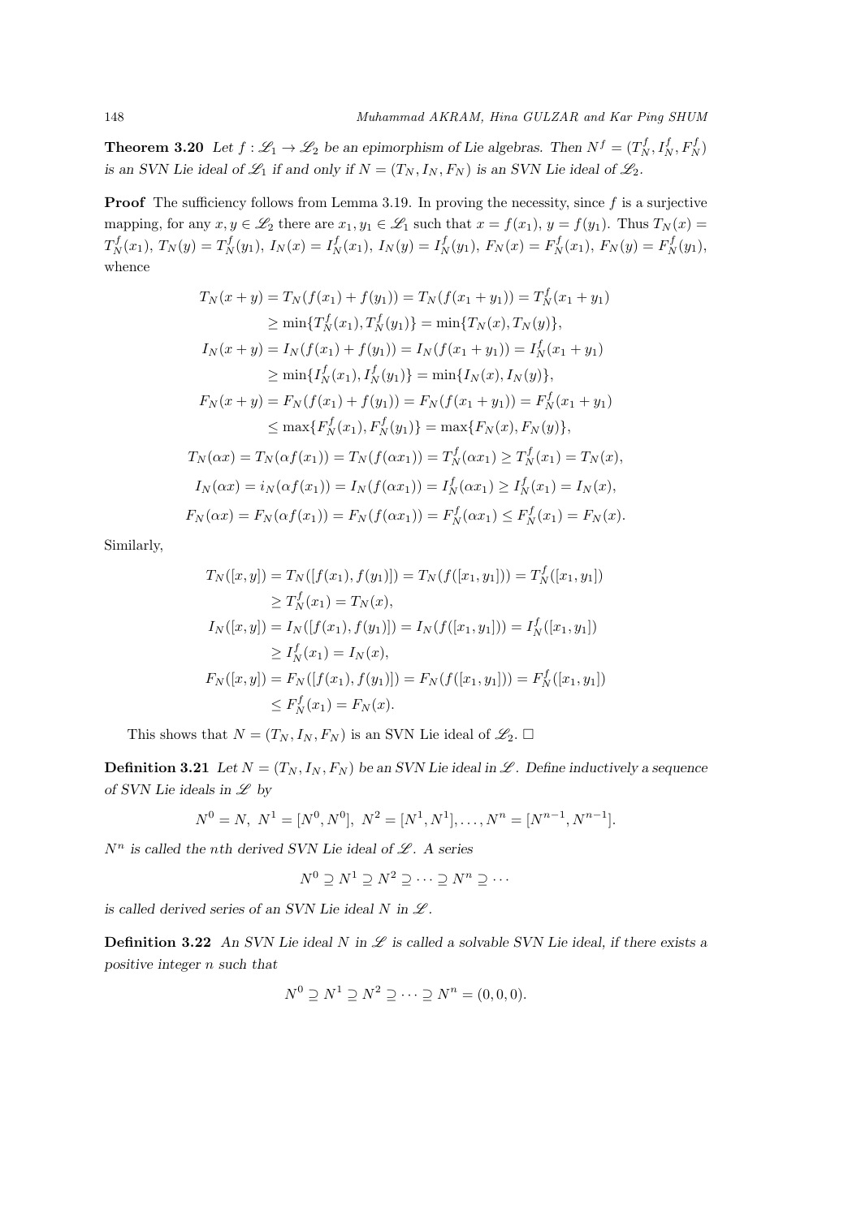**Theorem 3.20** *Let $f : \mathscr{L}_1 \to \mathscr{L}_2$ be an epimorphism of Lie algebras. Then $N^f = (T_N^f, I_N^f, F_N^f)$ is an SVN Lie ideal of $\mathscr{L}_1$ if and only if $N = (T_N, I_N, F_N)$ is an SVN Lie ideal of $\mathscr{L}_2$.*

**Proof** The sufficiency follows from Lemma 3.19. In proving the necessity, since $f$ is a surjective mapping, for any $x, y \in \mathscr{L}_2$ there are $x_1, y_1 \in \mathscr{L}_1$ such that $x = f(x_1)$, $y = f(y_1)$. Thus $T_N(x) = T_N^f(x_1)$, $T_N(y) = T_N^f(y_1)$, $I_N(x) = I_N^f(x_1)$, $I_N(y) = I_N^f(y_1)$, $F_N(x) = F_N^f(x_1)$, $F_N(y) = F_N^f(y_1)$, whence

$$
\begin{aligned}
T_N(x+y) &= T_N(f(x_1)+f(y_1)) = T_N(f(x_1+y_1)) = T_N^f(x_1+y_1) \\
&\geq \min\{T_N^f(x_1), T_N^f(y_1)\} = \min\{T_N(x), T_N(y)\}, \\
I_N(x+y) &= I_N(f(x_1)+f(y_1)) = I_N(f(x_1+y_1)) = I_N^f(x_1+y_1) \\
&\geq \min\{I_N^f(x_1), I_N^f(y_1)\} = \min\{I_N(x), I_N(y)\}, \\
F_N(x+y) &= F_N(f(x_1)+f(y_1)) = F_N(f(x_1+y_1)) = F_N^f(x_1+y_1) \\
&\leq \max\{F_N^f(x_1), F_N^f(y_1)\} = \max\{F_N(x), F_N(y)\}, \\
T_N(\alpha x) &= T_N(\alpha f(x_1)) = T_N(f(\alpha x_1)) = T_N^f(\alpha x_1) \geq T_N^f(x_1) = T_N(x), \\
I_N(\alpha x) &= i_N(\alpha f(x_1)) = I_N(f(\alpha x_1)) = I_N^f(\alpha x_1) \geq I_N^f(x_1) = I_N(x), \\
F_N(\alpha x) &= F_N(\alpha f(x_1)) = F_N(f(\alpha x_1)) = F_N^f(\alpha x_1) \leq F_N^f(x_1) = F_N(x).
\end{aligned}
$$

Similarly,

$$
\begin{aligned}
T_N([x,y]) &= T_N([f(x_1), f(y_1)]) = T_N(f([x_1, y_1])) = T_N^f([x_1, y_1]) \\
&\geq T_N^f(x_1) = T_N(x), \\
I_N([x,y]) &= I_N([f(x_1), f(y_1)]) = I_N(f([x_1, y_1])) = I_N^f([x_1, y_1]) \\
&\geq I_N^f(x_1) = I_N(x), \\
F_N([x,y]) &= F_N([f(x_1), f(y_1)]) = F_N(f([x_1, y_1])) = F_N^f([x_1, y_1]) \\
&\leq F_N^f(x_1) = F_N(x).
\end{aligned}
$$

This shows that $N = (T_N, I_N, F_N)$ is an SVN Lie ideal of $\mathscr{L}_2$. □

**Definition 3.21** *Let $N = (T_N, I_N, F_N)$ be an SVN Lie ideal in $\mathscr{L}$. Define inductively a sequence of SVN Lie ideals in $\mathscr{L}$ by*

$$N^0 = N,\ N^1 = [N^0, N^0],\ N^2 = [N^1, N^1], \ldots, N^n = [N^{n-1}, N^{n-1}].$$

*$N^n$ is called the $n$th derived SVN Lie ideal of $\mathscr{L}$. A series*

$$N^0 \supseteq N^1 \supseteq N^2 \supseteq \cdots \supseteq N^n \supseteq \cdots$$

*is called derived series of an SVN Lie ideal $N$ in $\mathscr{L}$.*

**Definition 3.22** *An SVN Lie ideal $N$ in $\mathscr{L}$ is called a solvable SVN Lie ideal, if there exists a positive integer $n$ such that*

$$N^0 \supseteq N^1 \supseteq N^2 \supseteq \cdots \supseteq N^n = (0, 0, 0).$$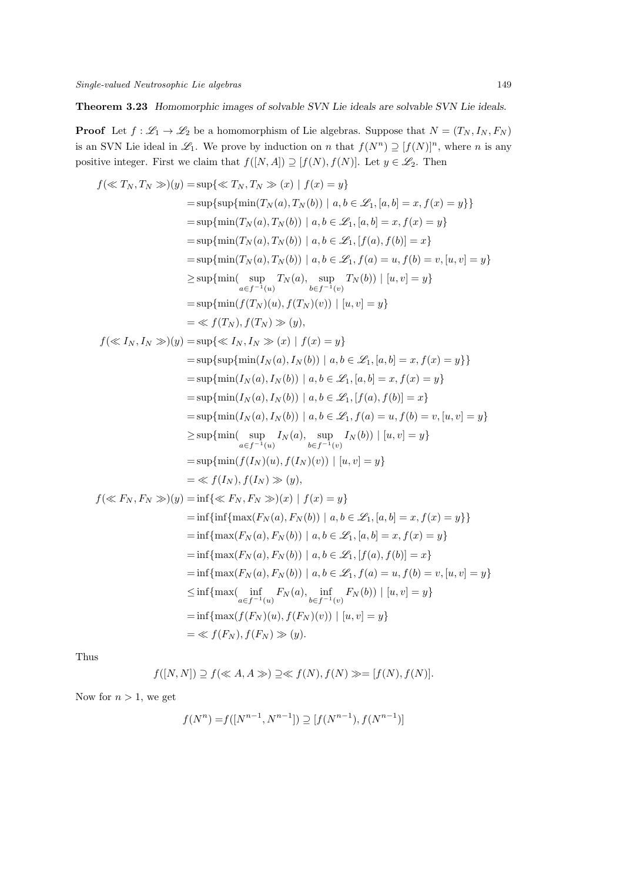**Theorem 3.23** *Homomorphic images of solvable SVN Lie ideals are solvable SVN Lie ideals.*

**Proof** Let $f : \mathscr{L}_1 \to \mathscr{L}_2$ be a homomorphism of Lie algebras. Suppose that $N = (T_N, I_N, F_N)$ is an SVN Lie ideal in $\mathscr{L}_1$. We prove by induction on $n$ that $f(N^n) \supseteq [f(N)]^n$, where $n$ is any positive integer. First we claim that $f([N, A]) \supseteq [f(N), f(N)]$. Let $y \in \mathscr{L}_2$. Then

$$
\begin{aligned}
f(\ll T_N, T_N \gg)(y) &= \sup\{\ll T_N, T_N \gg (x) \mid f(x) = y\} \\
&= \sup\{\sup\{\min(T_N(a), T_N(b)) \mid a, b \in \mathscr{L}_1, [a, b] = x, f(x) = y\}\} \\
&= \sup\{\min(T_N(a), T_N(b)) \mid a, b \in \mathscr{L}_1, [a, b] = x, f(x) = y\} \\
&= \sup\{\min(T_N(a), T_N(b)) \mid a, b \in \mathscr{L}_1, [f(a), f(b)] = x\} \\
&= \sup\{\min(T_N(a), T_N(b)) \mid a, b \in \mathscr{L}_1, f(a) = u, f(b) = v, [u, v] = y\} \\
&\geq \sup\{\min(\sup_{a \in f^{-1}(u)} T_N(a), \sup_{b \in f^{-1}(v)} T_N(b)) \mid [u, v] = y\} \\
&= \sup\{\min(f(T_N)(u), f(T_N)(v)) \mid [u, v] = y\} \\
&= \ll f(T_N), f(T_N) \gg (y), \\
f(\ll I_N, I_N \gg)(y) &= \sup\{\ll I_N, I_N \gg (x) \mid f(x) = y\} \\
&= \sup\{\sup\{\min(I_N(a), I_N(b)) \mid a, b \in \mathscr{L}_1, [a, b] = x, f(x) = y\}\} \\
&= \sup\{\min(I_N(a), I_N(b)) \mid a, b \in \mathscr{L}_1, [a, b] = x, f(x) = y\} \\
&= \sup\{\min(I_N(a), I_N(b)) \mid a, b \in \mathscr{L}_1, [f(a), f(b)] = x\} \\
&= \sup\{\min(I_N(a), I_N(b)) \mid a, b \in \mathscr{L}_1, f(a) = u, f(b) = v, [u, v] = y\} \\
&\geq \sup\{\min(\sup_{a \in f^{-1}(u)} I_N(a), \sup_{b \in f^{-1}(v)} I_N(b)) \mid [u, v] = y\} \\
&= \sup\{\min(f(I_N)(u), f(I_N)(v)) \mid [u, v] = y\} \\
&= \ll f(I_N), f(I_N) \gg (y), \\
f(\ll F_N, F_N \gg)(y) &= \inf\{\ll F_N, F_N \gg)(x) \mid f(x) = y\} \\
&= \inf\{\inf\{\max(F_N(a), F_N(b)) \mid a, b \in \mathscr{L}_1, [a, b] = x, f(x) = y\}\} \\
&= \inf\{\max(F_N(a), F_N(b)) \mid a, b \in \mathscr{L}_1, [a, b] = x, f(x) = y\} \\
&= \inf\{\max(F_N(a), F_N(b)) \mid a, b \in \mathscr{L}_1, [f(a), f(b)] = x\} \\
&= \inf\{\max(F_N(a), F_N(b)) \mid a, b \in \mathscr{L}_1, f(a) = u, f(b) = v, [u, v] = y\} \\
&\leq \inf\{\max(\inf_{a \in f^{-1}(u)} F_N(a), \inf_{b \in f^{-1}(v)} F_N(b)) \mid [u, v] = y\} \\
&= \inf\{\max(f(F_N)(u), f(F_N)(v)) \mid [u, v] = y\} \\
&= \ll f(F_N), f(F_N) \gg (y).
\end{aligned}
$$

Thus

$$
f([N, N]) \supseteq f(\ll A, A \gg) \supseteq \ll f(N), f(N) \gg = [f(N), f(N)].
$$

Now for $n > 1$, we get

$$
f(N^n) = f([N^{n-1}, N^{n-1}]) \supseteq [f(N^{n-1}), f(N^{n-1})]
$$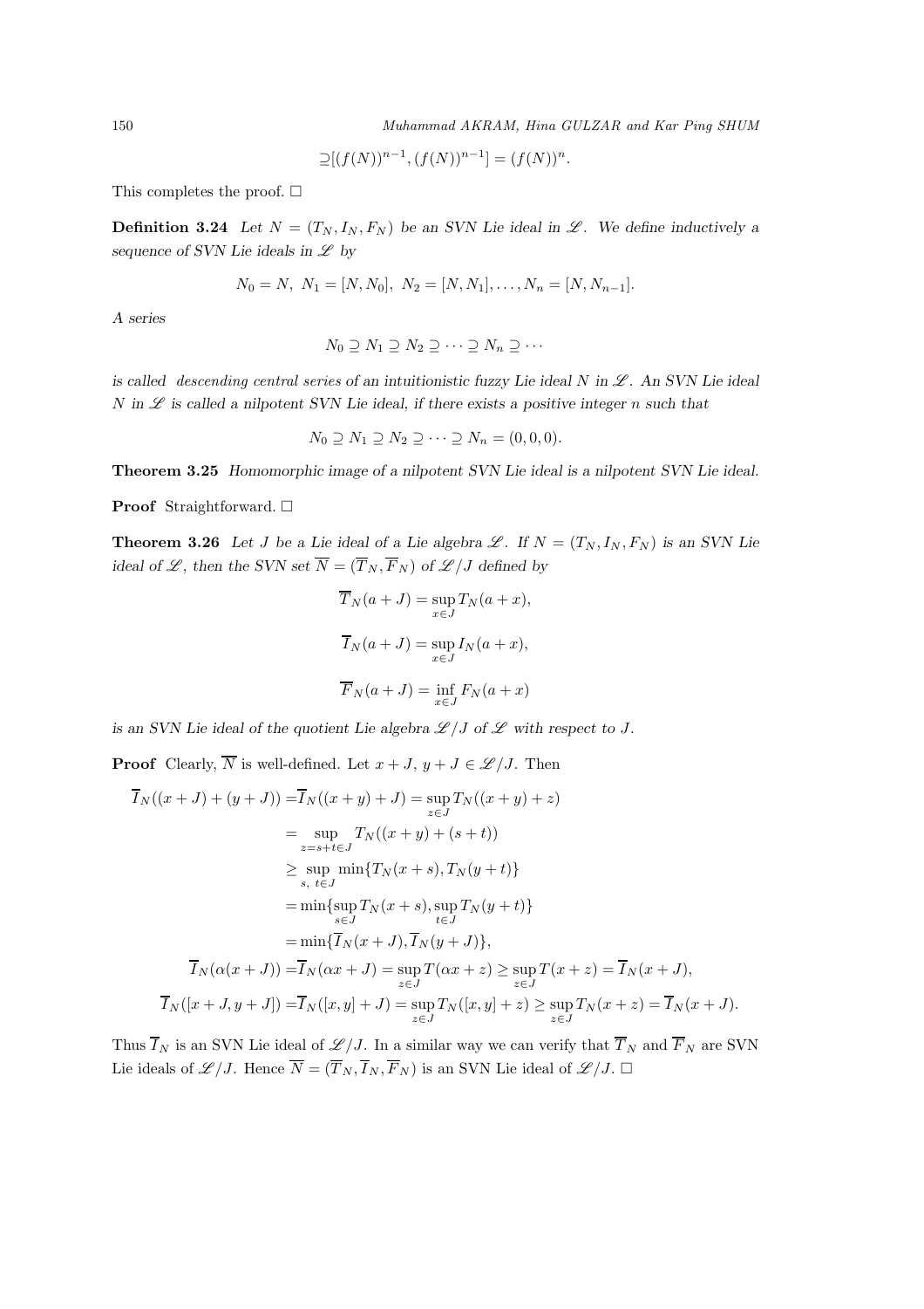$$\supseteq [(f(N))^{n-1}, (f(N))^{n-1}] = (f(N))^n.$$

This completes the proof. □

**Definition 3.24** *Let $N = (T_N, I_N, F_N)$ be an SVN Lie ideal in $\mathscr{L}$. We define inductively a sequence of SVN Lie ideals in $\mathscr{L}$ by*

$$N_0 = N,\ N_1 = [N, N_0],\ N_2 = [N, N_1], \ldots, N_n = [N, N_{n-1}].$$

*A series*

$$N_0 \supseteq N_1 \supseteq N_2 \supseteq \cdots \supseteq N_n \supseteq \cdots$$

*is called descending central series of an intuitionistic fuzzy Lie ideal $N$ in $\mathscr{L}$. An SVN Lie ideal $N$ in $\mathscr{L}$ is called a nilpotent SVN Lie ideal, if there exists a positive integer $n$ such that*

$$N_0 \supseteq N_1 \supseteq N_2 \supseteq \cdots \supseteq N_n = (0, 0, 0).$$

**Theorem 3.25** *Homomorphic image of a nilpotent SVN Lie ideal is a nilpotent SVN Lie ideal.*

**Proof** Straightforward. □

**Theorem 3.26** *Let $J$ be a Lie ideal of a Lie algebra $\mathscr{L}$. If $N = (T_N, I_N, F_N)$ is an SVN Lie ideal of $\mathscr{L}$, then the SVN set $\overline{N} = (\overline{T}_N, \overline{F}_N)$ of $\mathscr{L}/J$ defined by*

$$\overline{T}_N(a + J) = \sup_{x \in J} T_N(a + x),$$

$$\overline{I}_N(a + J) = \sup_{x \in J} I_N(a + x),$$

$$\overline{F}_N(a + J) = \inf_{x \in J} F_N(a + x)$$

*is an SVN Lie ideal of the quotient Lie algebra $\mathscr{L}/J$ of $\mathscr{L}$ with respect to $J$.*

**Proof** Clearly, $\overline{N}$ is well-defined. Let $x + J,\ y + J \in \mathscr{L}/J$. Then

$$\begin{aligned}
\overline{I}_N((x + J) + (y + J)) &= \overline{I}_N((x + y) + J) = \sup_{z \in J} T_N((x + y) + z) \\
&= \sup_{z = s + t \in J} T_N((x + y) + (s + t)) \\
&\geq \sup_{s,\ t \in J} \min\{T_N(x + s), T_N(y + t)\} \\
&= \min\{\sup_{s \in J} T_N(x + s), \sup_{t \in J} T_N(y + t)\} \\
&= \min\{\overline{I}_N(x + J), \overline{I}_N(y + J)\}, \\
\overline{I}_N(\alpha(x + J)) &= \overline{I}_N(\alpha x + J) = \sup_{z \in J} T(\alpha x + z) \geq \sup_{z \in J} T(x + z) = \overline{I}_N(x + J), \\
\overline{I}_N([x + J, y + J]) &= \overline{I}_N([x, y] + J) = \sup_{z \in J} T_N([x, y] + z) \geq \sup_{z \in J} T_N(x + z) = \overline{I}_N(x + J).
\end{aligned}$$

Thus $\overline{I}_N$ is an SVN Lie ideal of $\mathscr{L}/J$. In a similar way we can verify that $\overline{T}_N$ and $\overline{F}_N$ are SVN Lie ideals of $\mathscr{L}/J$. Hence $\overline{N} = (\overline{T}_N, \overline{I}_N, \overline{F}_N)$ is an SVN Lie ideal of $\mathscr{L}/J$. □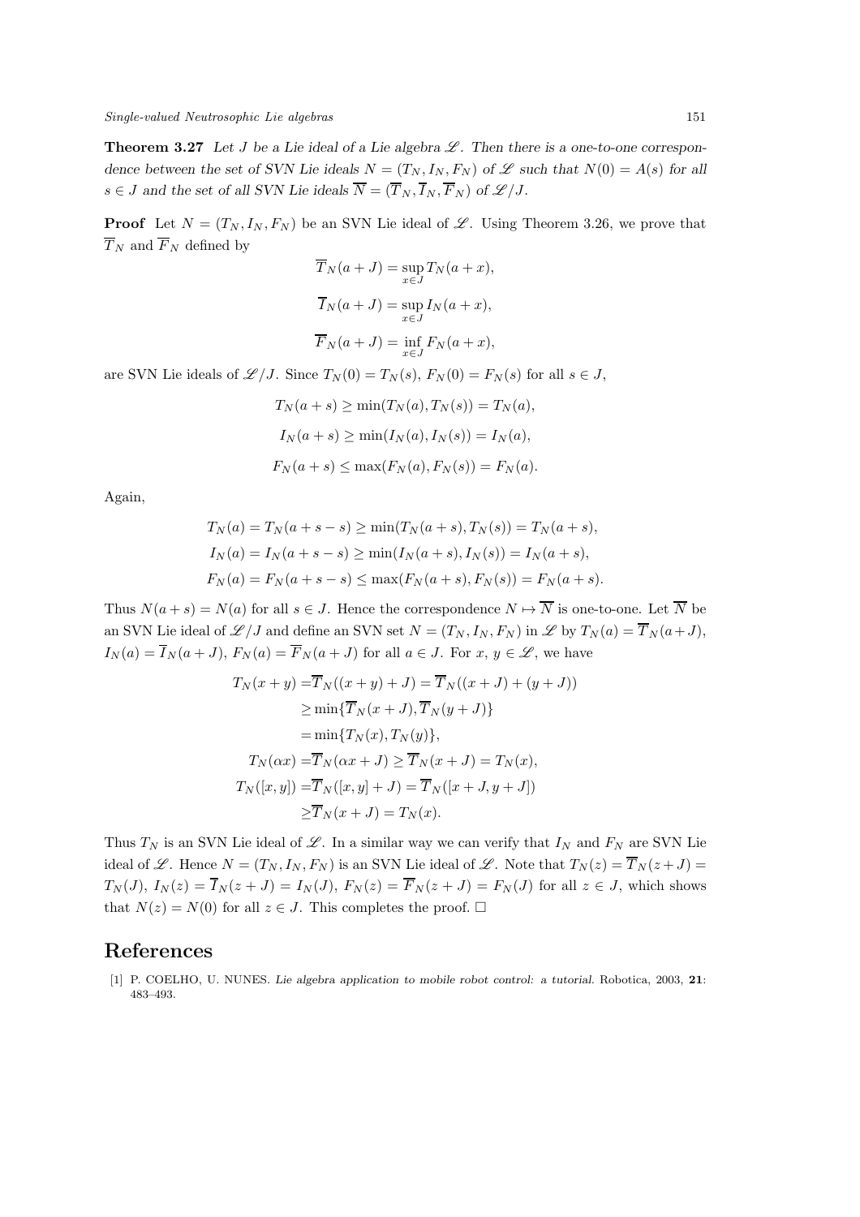**Theorem 3.27** *Let $J$ be a Lie ideal of a Lie algebra $\mathscr{L}$. Then there is a one-to-one correspondence between the set of SVN Lie ideals $N = (T_N, I_N, F_N)$ of $\mathscr{L}$ such that $N(0) = A(s)$ for all $s \in J$ and the set of all SVN Lie ideals $\overline{N} = (\overline{T}_N, \overline{I}_N, \overline{F}_N)$ of $\mathscr{L}/J$.*

**Proof** Let $N = (T_N, I_N, F_N)$ be an SVN Lie ideal of $\mathscr{L}$. Using Theorem 3.26, we prove that $\overline{T}_N$ and $\overline{F}_N$ defined by

$$\overline{T}_N(a + J) = \sup_{x \in J} T_N(a + x),$$

$$\overline{I}_N(a + J) = \sup_{x \in J} I_N(a + x),$$

$$\overline{F}_N(a + J) = \inf_{x \in J} F_N(a + x),$$

are SVN Lie ideals of $\mathscr{L}/J$. Since $T_N(0) = T_N(s)$, $F_N(0) = F_N(s)$ for all $s \in J$,

$$T_N(a + s) \geq \min(T_N(a), T_N(s)) = T_N(a),$$

$$I_N(a + s) \geq \min(I_N(a), I_N(s)) = I_N(a),$$

$$F_N(a + s) \leq \max(F_N(a), F_N(s)) = F_N(a).$$

Again,

$$T_N(a) = T_N(a + s - s) \geq \min(T_N(a + s), T_N(s)) = T_N(a + s),$$

$$I_N(a) = I_N(a + s - s) \geq \min(I_N(a + s), I_N(s)) = I_N(a + s),$$

$$F_N(a) = F_N(a + s - s) \leq \max(F_N(a + s), F_N(s)) = F_N(a + s).$$

Thus $N(a + s) = N(a)$ for all $s \in J$. Hence the correspondence $N \mapsto \overline{N}$ is one-to-one. Let $\overline{N}$ be an SVN Lie ideal of $\mathscr{L}/J$ and define an SVN set $N = (T_N, I_N, F_N)$ in $\mathscr{L}$ by $T_N(a) = \overline{T}_N(a+J)$, $I_N(a) = \overline{I}_N(a + J)$, $F_N(a) = \overline{F}_N(a + J)$ for all $a \in J$. For $x$, $y \in \mathscr{L}$, we have

$$\begin{aligned}
T_N(x + y) =& \overline{T}_N((x + y) + J) = \overline{T}_N((x + J) + (y + J)) \\
\geq& \min\{\overline{T}_N(x + J), \overline{T}_N(y + J)\} \\
=& \min\{T_N(x), T_N(y)\}, \\
T_N(\alpha x) =& \overline{T}_N(\alpha x + J) \geq \overline{T}_N(x + J) = T_N(x), \\
T_N([x, y]) =& \overline{T}_N([x, y] + J) = \overline{T}_N([x + J, y + J]) \\
\geq& \overline{T}_N(x + J) = T_N(x).
\end{aligned}$$

Thus $T_N$ is an SVN Lie ideal of $\mathscr{L}$. In a similar way we can verify that $I_N$ and $F_N$ are SVN Lie ideal of $\mathscr{L}$. Hence $N = (T_N, I_N, F_N)$ is an SVN Lie ideal of $\mathscr{L}$. Note that $T_N(z) = \overline{T}_N(z+J) = T_N(J)$, $I_N(z) = \overline{I}_N(z + J) = I_N(J)$, $F_N(z) = \overline{F}_N(z + J) = F_N(J)$ for all $z \in J$, which shows that $N(z) = N(0)$ for all $z \in J$. This completes the proof. □

# References

[1] P. COELHO, U. NUNES. *Lie algebra application to mobile robot control: a tutorial.* Robotica, 2003, **21**: 483–493.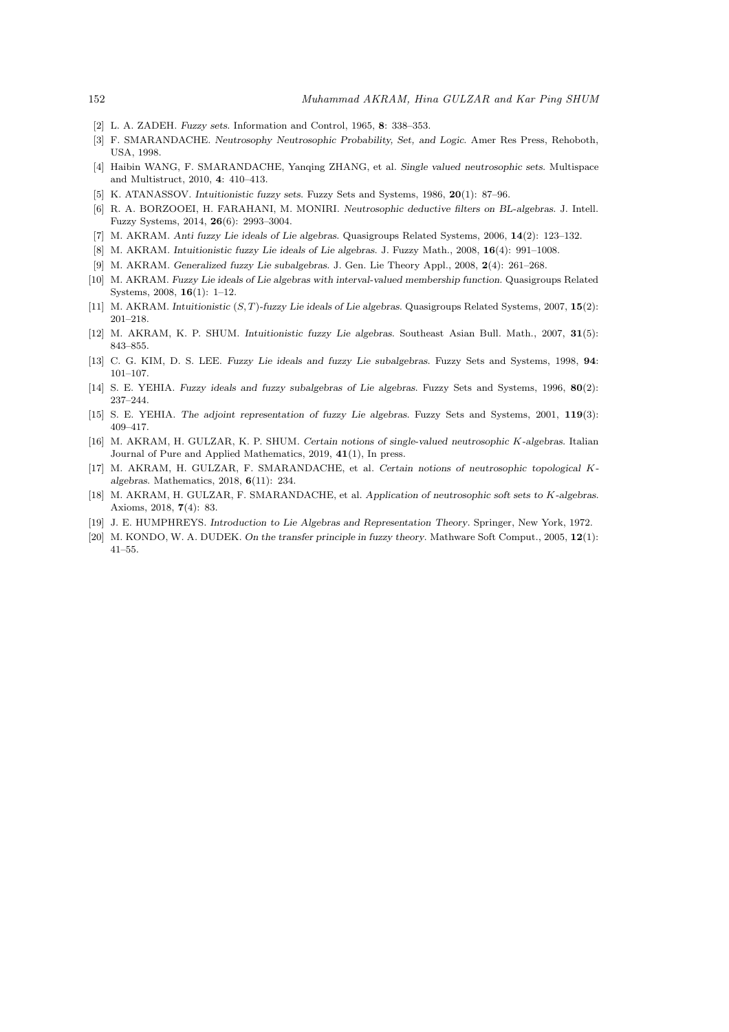[2] L. A. ZADEH. *Fuzzy sets*. Information and Control, 1965, **8**: 338–353.

[3] F. SMARANDACHE. *Neutrosophy Neutrosophic Probability, Set, and Logic*. Amer Res Press, Rehoboth, USA, 1998.

[4] Haibin WANG, F. SMARANDACHE, Yanqing ZHANG, et al. *Single valued neutrosophic sets*. Multispace and Multistruct, 2010, **4**: 410–413.

[5] K. ATANASSOV. *Intuitionistic fuzzy sets*. Fuzzy Sets and Systems, 1986, **20**(1): 87–96.

[6] R. A. BORZOOEI, H. FARAHANI, M. MONIRI. *Neutrosophic deductive filters on BL-algebras*. J. Intell. Fuzzy Systems, 2014, **26**(6): 2993–3004.

[7] M. AKRAM. *Anti fuzzy Lie ideals of Lie algebras*. Quasigroups Related Systems, 2006, **14**(2): 123–132.

[8] M. AKRAM. *Intuitionistic fuzzy Lie ideals of Lie algebras*. J. Fuzzy Math., 2008, **16**(4): 991–1008.

[9] M. AKRAM. *Generalized fuzzy Lie subalgebras*. J. Gen. Lie Theory Appl., 2008, **2**(4): 261–268.

[10] M. AKRAM. *Fuzzy Lie ideals of Lie algebras with interval-valued membership function*. Quasigroups Related Systems, 2008, **16**(1): 1–12.

[11] M. AKRAM. *Intuitionistic $(S, T)$-fuzzy Lie ideals of Lie algebras*. Quasigroups Related Systems, 2007, **15**(2): 201–218.

[12] M. AKRAM, K. P. SHUM. *Intuitionistic fuzzy Lie algebras*. Southeast Asian Bull. Math., 2007, **31**(5): 843–855.

[13] C. G. KIM, D. S. LEE. *Fuzzy Lie ideals and fuzzy Lie subalgebras*. Fuzzy Sets and Systems, 1998, **94**: 101–107.

[14] S. E. YEHIA. *Fuzzy ideals and fuzzy subalgebras of Lie algebras*. Fuzzy Sets and Systems, 1996, **80**(2): 237–244.

[15] S. E. YEHIA. *The adjoint representation of fuzzy Lie algebras*. Fuzzy Sets and Systems, 2001, **119**(3): 409–417.

[16] M. AKRAM, H. GULZAR, K. P. SHUM. *Certain notions of single-valued neutrosophic $K$-algebras*. Italian Journal of Pure and Applied Mathematics, 2019, **41**(1), In press.

[17] M. AKRAM, H. GULZAR, F. SMARANDACHE, et al. *Certain notions of neutrosophic topological $K$-algebras*. Mathematics, 2018, **6**(11): 234.

[18] M. AKRAM, H. GULZAR, F. SMARANDACHE, et al. *Application of neutrosophic soft sets to $K$-algebras*. Axioms, 2018, **7**(4): 83.

[19] J. E. HUMPHREYS. *Introduction to Lie Algebras and Representation Theory*. Springer, New York, 1972.

[20] M. KONDO, W. A. DUDEK. *On the transfer principle in fuzzy theory*. Mathware Soft Comput., 2005, **12**(1): 41–55.